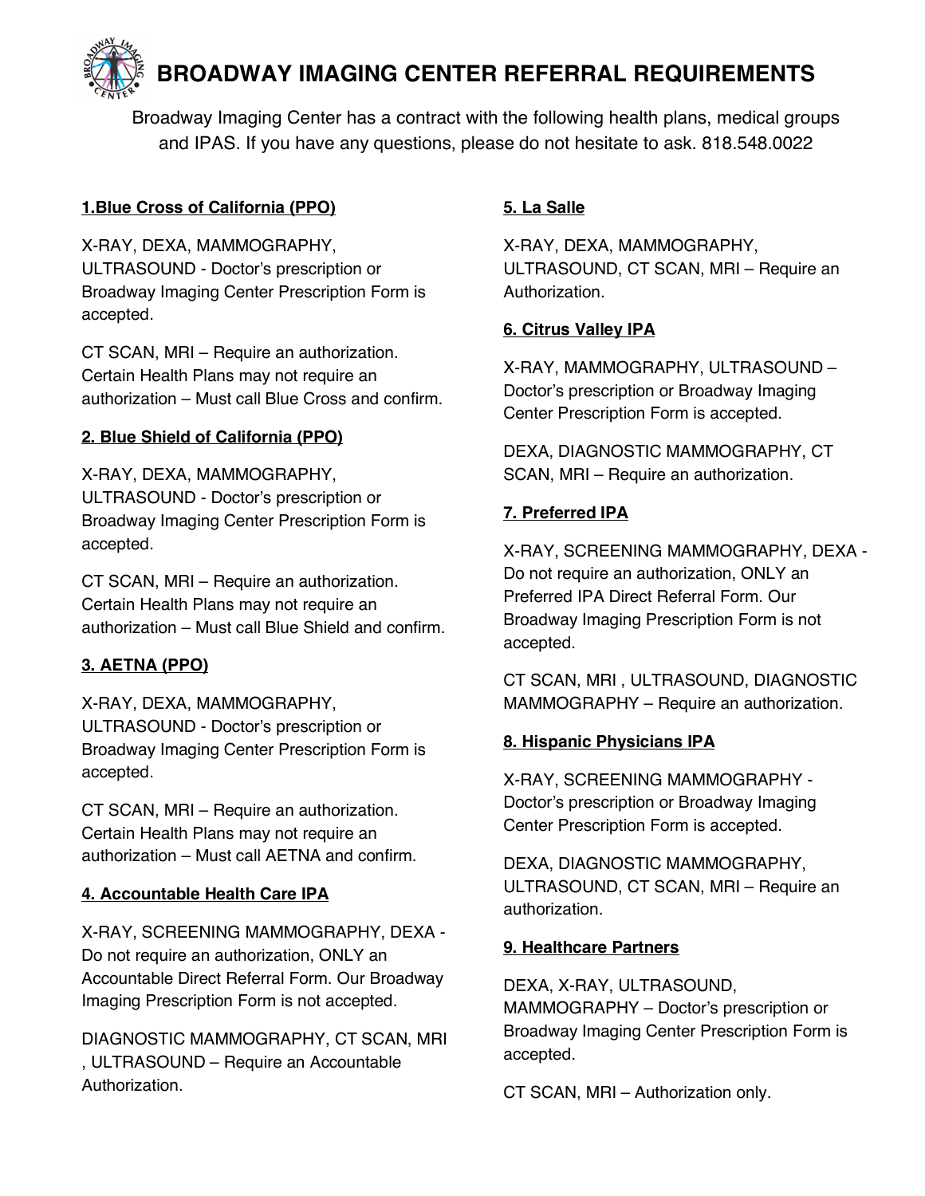# BROADWAY IMAGING CENTER REFERRAL REQUIREMENTS

Broadway Imaging Center has a contract with the following health plans, medical groups and IPAS. If you have any questions, please do not hesitate to ask. 818.548.0022

**1.Blue Cross of California (PPO)**

X-RAY, DEXA, MAMMOGRAPHY, ULTRASOUND - Doctor's prescription or Broadway Imaging Center Prescription Form is accepted.

CT SCAN, MRI – Require an authorization. Certain Health Plans may not require an authorization – Must call Blue Cross and confirm.

**2. Blue Shield of California (PPO)**

X-RAY, DEXA, MAMMOGRAPHY, ULTRASOUND - Doctor's prescription or Broadway Imaging Center Prescription Form is accepted.

CT SCAN, MRI – Require an authorization. Certain Health Plans may not require an authorization – Must call Blue Shield and confirm.

**3. AETNA (PPO)**

X-RAY, DEXA, MAMMOGRAPHY, ULTRASOUND - Doctor's prescription or Broadway Imaging Center Prescription Form is accepted.

CT SCAN, MRI – Require an authorization. Certain Health Plans may not require an authorization – Must call AETNA and confirm.

**4. Accountable Health Care IPA**

X-RAY, SCREENING MAMMOGRAPHY, DEXA - Do not require an authorization, ONLY an Accountable Direct Referral Form. Our Broadway Imaging Prescription Form is not accepted.

DIAGNOSTIC MAMMOGRAPHY, CT SCAN, MRI , ULTRASOUND – Require an Accountable Authorization.

**5. La Salle**

X-RAY, DEXA, MAMMOGRAPHY, ULTRASOUND, CT SCAN, MRI – Require an Authorization.

**6. Citrus Valley IPA**

X-RAY, MAMMOGRAPHY, ULTRASOUND – Doctor's prescription or Broadway Imaging Center Prescription Form is accepted.

DEXA, DIAGNOSTIC MAMMOGRAPHY, CT SCAN, MRI – Require an authorization.

**7. Preferred IPA**

X-RAY, SCREENING MAMMOGRAPHY, DEXA - Do not require an authorization, ONLY an Preferred IPA Direct Referral Form. Our Broadway Imaging Prescription Form is not accepted.

CT SCAN, MRI , ULTRASOUND, DIAGNOSTIC MAMMOGRAPHY – Require an authorization.

**8. Hispanic Physicians IPA**

X-RAY, SCREENING MAMMOGRAPHY - Doctor's prescription or Broadway Imaging Center Prescription Form is accepted.

DEXA, DIAGNOSTIC MAMMOGRAPHY, ULTRASOUND, CT SCAN, MRI – Require an authorization.

**9. Healthcare Partners**

DEXA, X-RAY, ULTRASOUND, MAMMOGRAPHY – Doctor's prescription or Broadway Imaging Center Prescription Form is accepted.

CT SCAN, MRI – Authorization only.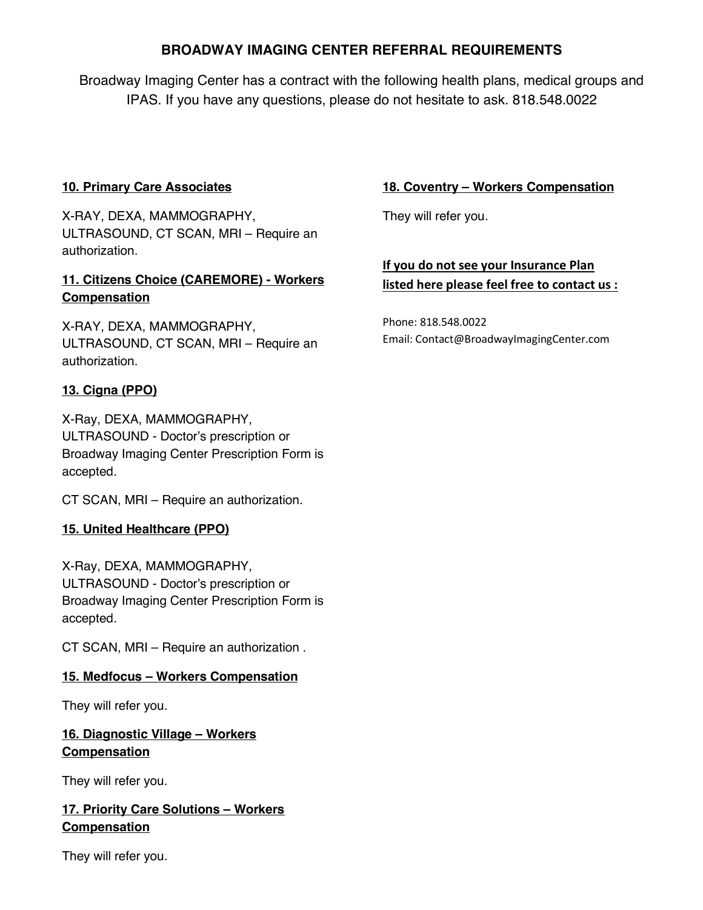# BROADWAY IMAGING CENTER REFERRAL REQUIREMENTS

Broadway Imaging Center has a contract with the following health plans, medical groups and IPAS. If you have any questions, please do not hesitate to ask. 818.548.0022

**10. Primary Care Associates**

X-RAY, DEXA, MAMMOGRAPHY, ULTRASOUND, CT SCAN, MRI – Require an authorization.

**11. Citizens Choice (CAREMORE) - Workers Compensation**

X-RAY, DEXA, MAMMOGRAPHY, ULTRASOUND, CT SCAN, MRI – Require an authorization.

**13. Cigna (PPO)**

X-Ray, DEXA, MAMMOGRAPHY, ULTRASOUND - Doctor's prescription or Broadway Imaging Center Prescription Form is accepted.

CT SCAN, MRI – Require an authorization.

**15. United Healthcare (PPO)**

X-Ray, DEXA, MAMMOGRAPHY, ULTRASOUND - Doctor's prescription or Broadway Imaging Center Prescription Form is accepted.

CT SCAN, MRI – Require an authorization .

**15. Medfocus – Workers Compensation**

They will refer you.

**16. Diagnostic Village – Workers Compensation**

They will refer you.

**17. Priority Care Solutions – Workers Compensation**

They will refer you.

**18. Coventry – Workers Compensation**

They will refer you.

**If you do not see your Insurance Plan listed here please feel free to contact us :**

Phone: 818.548.0022
Email: Contact@BroadwayImagingCenter.com